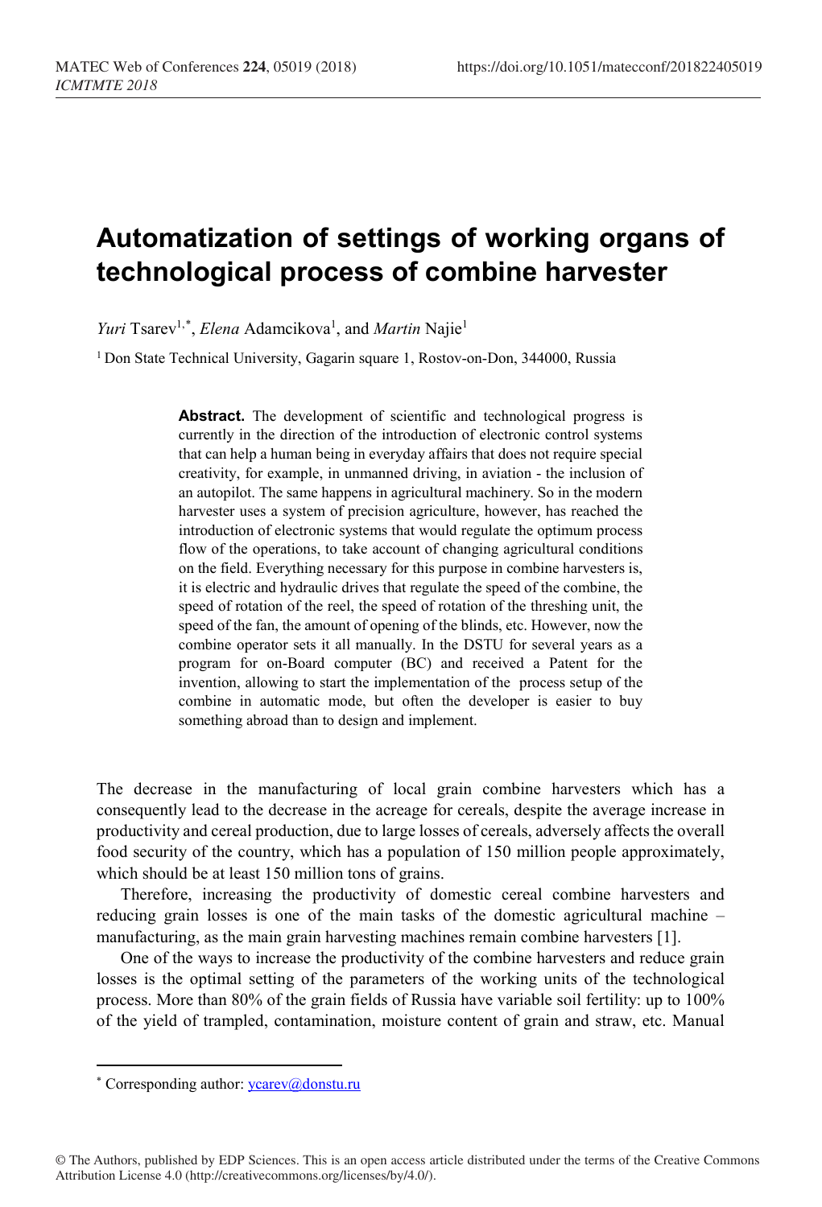# Automatization of settings of working organs of technological process of combine harvester

*Yuri* Tsarev[1,*], *Elena* Adamcikova[1], and *Martin* Najie[1]

[1] Don State Technical University, Gagarin square 1, Rostov-on-Don, 344000, Russia

**Abstract.** The development of scientific and technological progress is currently in the direction of the introduction of electronic control systems that can help a human being in everyday affairs that does not require special creativity, for example, in unmanned driving, in aviation - the inclusion of an autopilot. The same happens in agricultural machinery. So in the modern harvester uses a system of precision agriculture, however, has reached the introduction of electronic systems that would regulate the optimum process flow of the operations, to take account of changing agricultural conditions on the field. Everything necessary for this purpose in combine harvesters is, it is electric and hydraulic drives that regulate the speed of the combine, the speed of rotation of the reel, the speed of rotation of the threshing unit, the speed of the fan, the amount of opening of the blinds, etc. However, now the combine operator sets it all manually. In the DSTU for several years as a program for on-Board computer (BC) and received a Patent for the invention, allowing to start the implementation of the process setup of the combine in automatic mode, but often the developer is easier to buy something abroad than to design and implement.

The decrease in the manufacturing of local grain combine harvesters which has a consequently lead to the decrease in the acreage for cereals, despite the average increase in productivity and cereal production, due to large losses of cereals, adversely affects the overall food security of the country, which has a population of 150 million people approximately, which should be at least 150 million tons of grains.

Therefore, increasing the productivity of domestic cereal combine harvesters and reducing grain losses is one of the main tasks of the domestic agricultural machine – manufacturing, as the main grain harvesting machines remain combine harvesters [1].

One of the ways to increase the productivity of the combine harvesters and reduce grain losses is the optimal setting of the parameters of the working units of the technological process. More than 80% of the grain fields of Russia have variable soil fertility: up to 100% of the yield of trampled, contamination, moisture content of grain and straw, etc. Manual

* Corresponding author: ycarev@donstu.ru

© The Authors, published by EDP Sciences. This is an open access article distributed under the terms of the Creative Commons Attribution License 4.0 (http://creativecommons.org/licenses/by/4.0/).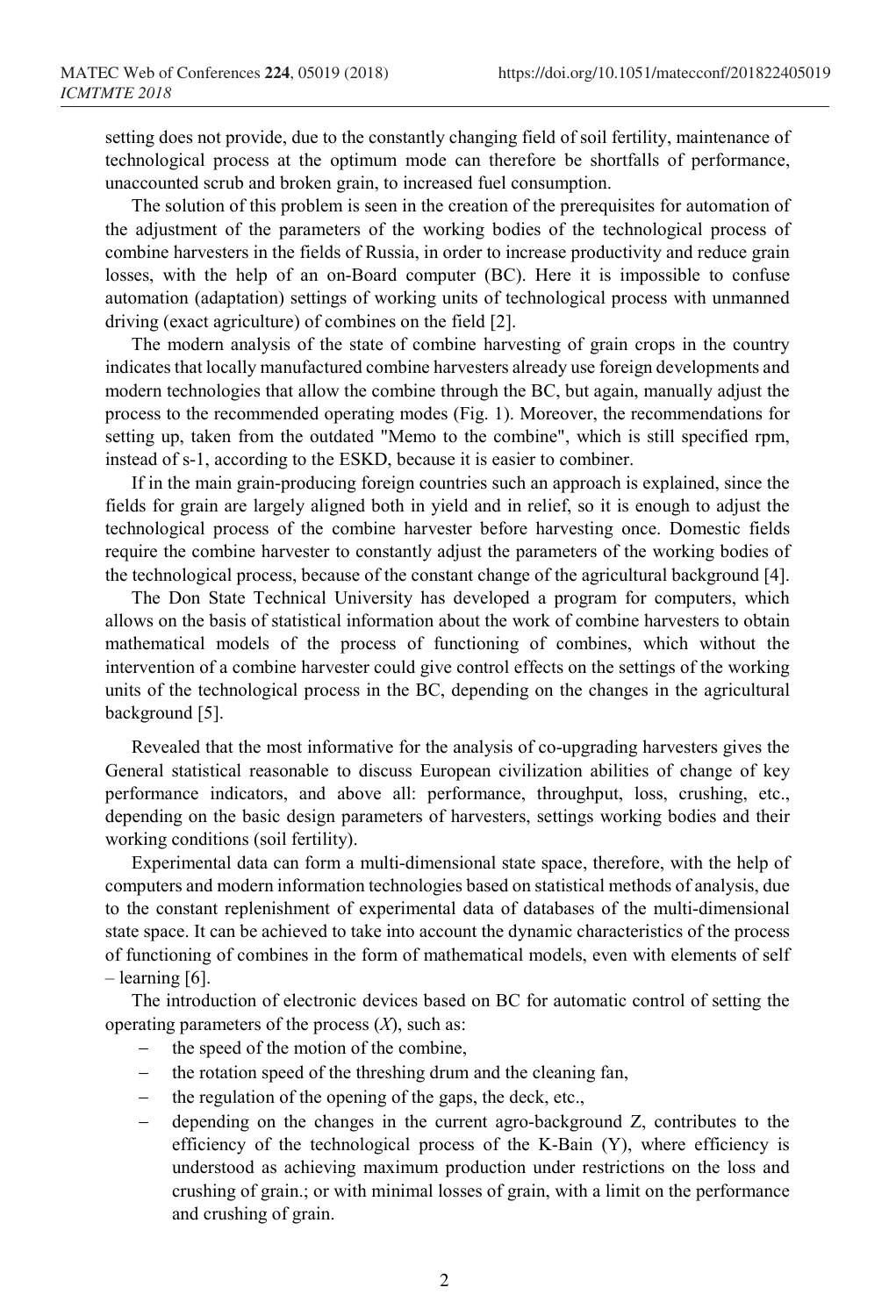setting does not provide, due to the constantly changing field of soil fertility, maintenance of technological process at the optimum mode can therefore be shortfalls of performance, unaccounted scrub and broken grain, to increased fuel consumption.

The solution of this problem is seen in the creation of the prerequisites for automation of the adjustment of the parameters of the working bodies of the technological process of combine harvesters in the fields of Russia, in order to increase productivity and reduce grain losses, with the help of an on-Board computer (BC). Here it is impossible to confuse automation (adaptation) settings of working units of technological process with unmanned driving (exact agriculture) of combines on the field [2].

The modern analysis of the state of combine harvesting of grain crops in the country indicates that locally manufactured combine harvesters already use foreign developments and modern technologies that allow the combine through the BC, but again, manually adjust the process to the recommended operating modes (Fig. 1). Moreover, the recommendations for setting up, taken from the outdated "Memo to the combine", which is still specified rpm, instead of s-1, according to the ESKD, because it is easier to combiner.

If in the main grain-producing foreign countries such an approach is explained, since the fields for grain are largely aligned both in yield and in relief, so it is enough to adjust the technological process of the combine harvester before harvesting once. Domestic fields require the combine harvester to constantly adjust the parameters of the working bodies of the technological process, because of the constant change of the agricultural background [4].

The Don State Technical University has developed a program for computers, which allows on the basis of statistical information about the work of combine harvesters to obtain mathematical models of the process of functioning of combines, which without the intervention of a combine harvester could give control effects on the settings of the working units of the technological process in the BC, depending on the changes in the agricultural background [5].

Revealed that the most informative for the analysis of co-upgrading harvesters gives the General statistical reasonable to discuss European civilization abilities of change of key performance indicators, and above all: performance, throughput, loss, crushing, etc., depending on the basic design parameters of harvesters, settings working bodies and their working conditions (soil fertility).

Experimental data can form a multi-dimensional state space, therefore, with the help of computers and modern information technologies based on statistical methods of analysis, due to the constant replenishment of experimental data of databases of the multi-dimensional state space. It can be achieved to take into account the dynamic characteristics of the process of functioning of combines in the form of mathematical models, even with elements of self – learning [6].

The introduction of electronic devices based on BC for automatic control of setting the operating parameters of the process (*X*), such as:

- the speed of the motion of the combine,
- the rotation speed of the threshing drum and the cleaning fan,
- the regulation of the opening of the gaps, the deck, etc.,
- depending on the changes in the current agro-background Z, contributes to the efficiency of the technological process of the K-Bain (Y), where efficiency is understood as achieving maximum production under restrictions on the loss and crushing of grain.; or with minimal losses of grain, with a limit on the performance and crushing of grain.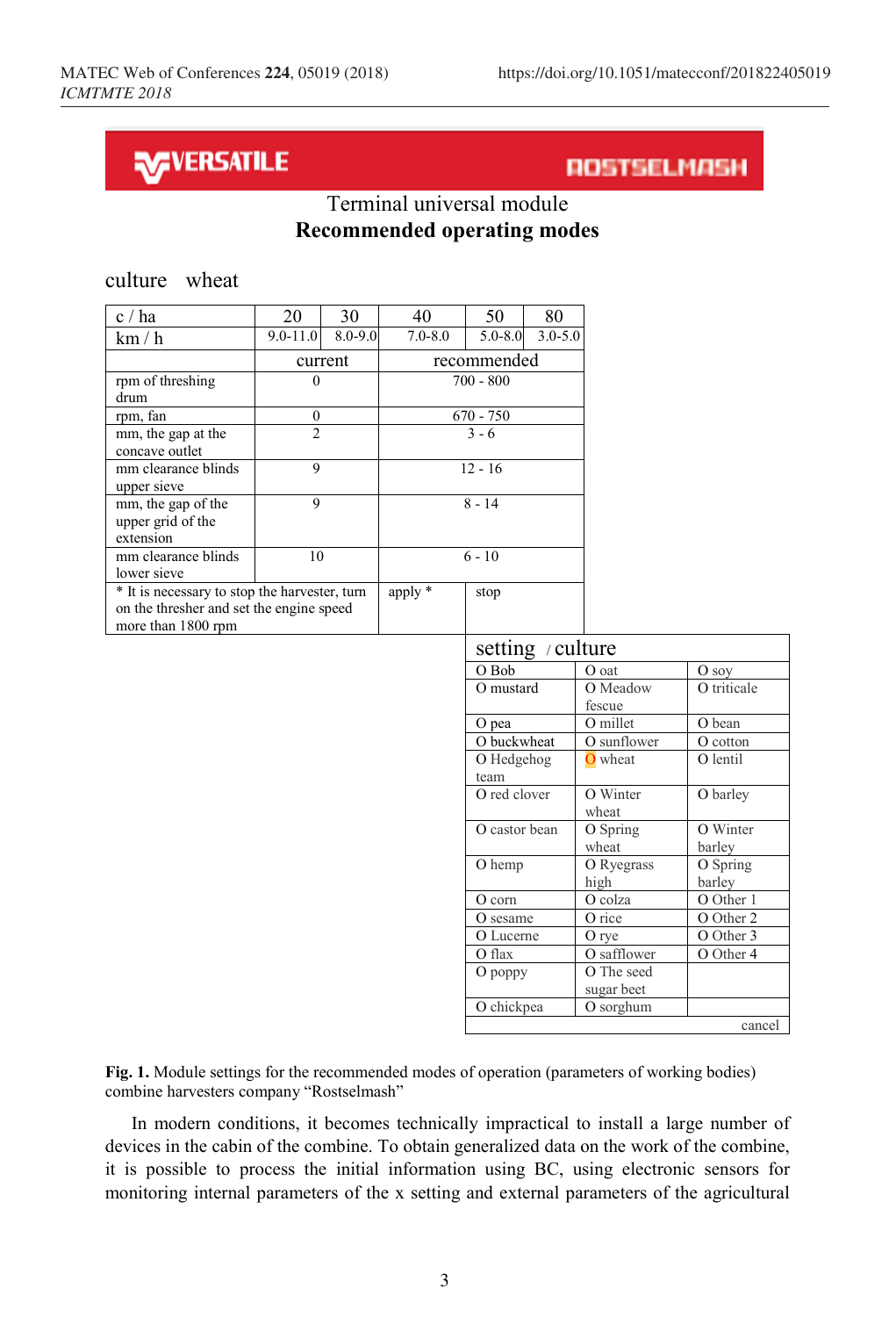VERSATILE ROSTSELMASH

Terminal universal module

**Recommended operating modes**

culture wheat

| c / ha | 20 | 30 | 40 | 50 | 80 |
|---|---|---|---|---|---|
| km / h | 9.0-11.0 | 8.0-9.0 | 7.0-8.0 | 5.0-8.0 | 3.0-5.0 |
| | current | | recommended | | |
| rpm of threshing drum | 0 | | 700 - 800 | | |
| rpm, fan | 0 | | 670 - 750 | | |
| mm, the gap at the concave outlet | 2 | | 3 - 6 | | |
| mm clearance blinds upper sieve | 9 | | 12 - 16 | | |
| mm, the gap of the upper grid of the extension | 9 | | 8 - 14 | | |
| mm clearance blinds lower sieve | 10 | | 6 - 10 | | |
| * It is necessary to stop the harvester, turn on the thresher and set the engine speed more than 1800 rpm | | | apply * | stop | |

| setting / culture | | |
|---|---|---|
| O Bob | O oat | O soy |
| O mustard | O Meadow fescue | O triticale |
| O pea | O millet | O bean |
| O buckwheat | O sunflower | O cotton |
| O Hedgehog team | O wheat | O lentil |
| O red clover | O Winter wheat | O barley |
| O castor bean | O Spring wheat | O Winter barley |
| O hemp | O Ryegrass high | O Spring barley |
| O corn | O colza | O Other 1 |
| O sesame | O rice | O Other 2 |
| O Lucerne | O rye | O Other 3 |
| O flax | O safflower | O Other 4 |
| O poppy | O The seed sugar beet | |
| O chickpea | O sorghum | |
| | | cancel |

**Fig. 1.** Module settings for the recommended modes of operation (parameters of working bodies) combine harvesters company "Rostselmash"

In modern conditions, it becomes technically impractical to install a large number of devices in the cabin of the combine. To obtain generalized data on the work of the combine, it is possible to process the initial information using BC, using electronic sensors for monitoring internal parameters of the x setting and external parameters of the agricultural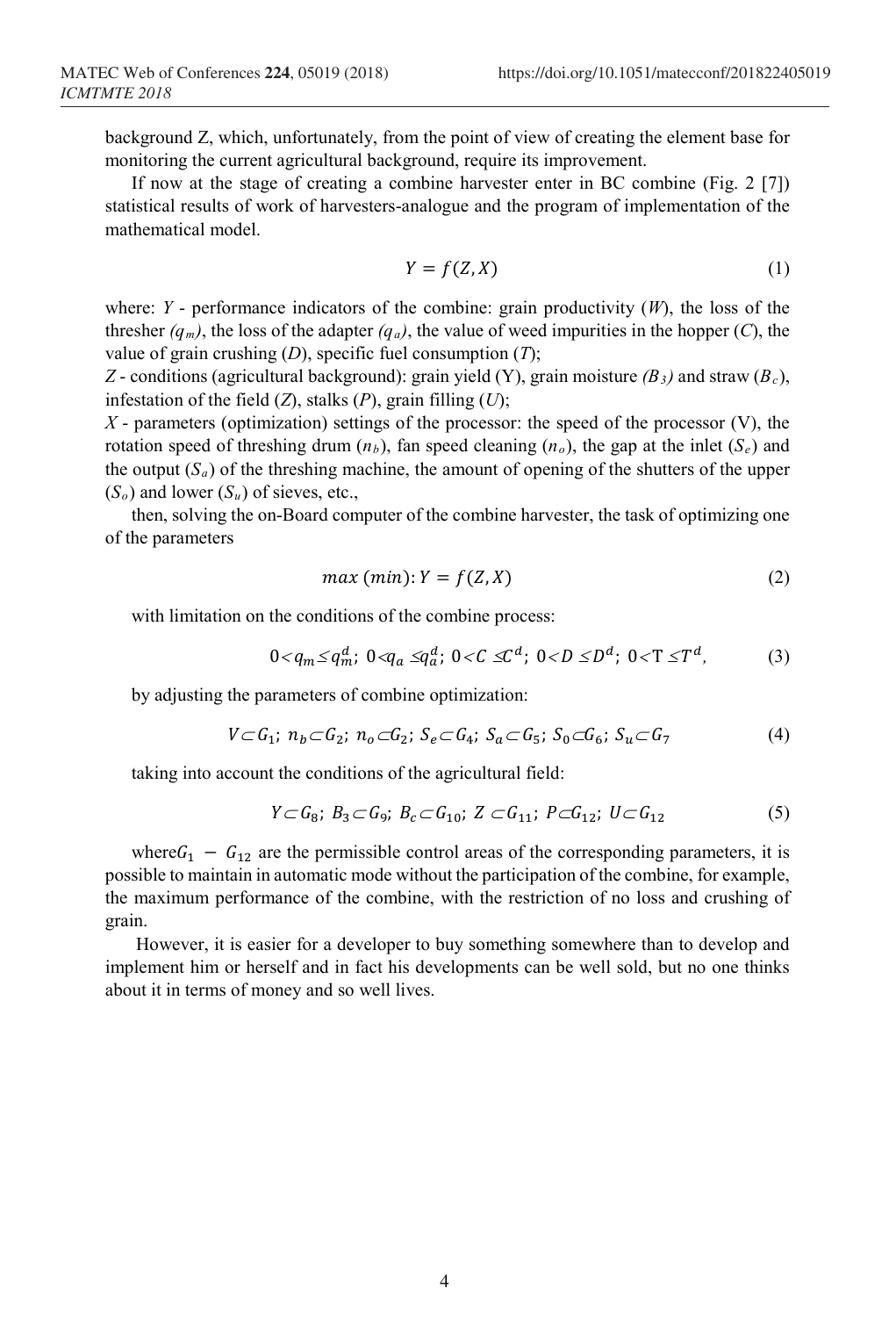background Z, which, unfortunately, from the point of view of creating the element base for monitoring the current agricultural background, require its improvement.

If now at the stage of creating a combine harvester enter in BC combine (Fig. 2 [7]) statistical results of work of harvesters-analogue and the program of implementation of the mathematical model.

$$Y = f(Z, X) \tag{1}$$

where: $Y$ - performance indicators of the combine: grain productivity ($W$), the loss of the thresher $(q_m)$, the loss of the adapter $(q_a)$, the value of weed impurities in the hopper ($C$), the value of grain crushing ($D$), specific fuel consumption ($T$);

$Z$ - conditions (agricultural background): grain yield (Y), grain moisture $(B_3)$ and straw ($B_c$), infestation of the field ($Z$), stalks ($P$), grain filling ($U$);

$X$ - parameters (optimization) settings of the processor: the speed of the processor (V), the rotation speed of threshing drum ($n_b$), fan speed cleaning ($n_o$), the gap at the inlet ($S_e$) and the output ($S_a$) of the threshing machine, the amount of opening of the shutters of the upper ($S_o$) and lower ($S_u$) of sieves, etc.,

then, solving the on-Board computer of the combine harvester, the task of optimizing one of the parameters

$$max\ (min): Y = f(Z, X) \tag{2}$$

with limitation on the conditions of the combine process:

$$0 < q_m \leq q_m^d;\ 0 < q_a \leq q_a^d;\ 0 < C \leq C^d;\ 0 < D \leq D^d;\ 0 < T \leq T^d, \tag{3}$$

by adjusting the parameters of combine optimization:

$$V \subset G_1;\ n_b \subset G_2;\ n_o \subset G_2;\ S_e \subset G_4;\ S_a \subset G_5;\ S_0 \subset G_6;\ S_u \subset G_7 \tag{4}$$

taking into account the conditions of the agricultural field:

$$Y \subset G_8;\ B_3 \subset G_9;\ B_c \subset G_{10};\ Z \subset G_{11};\ P \subset G_{12};\ U \subset G_{12} \tag{5}$$

where $G_1 - G_{12}$ are the permissible control areas of the corresponding parameters, it is possible to maintain in automatic mode without the participation of the combine, for example, the maximum performance of the combine, with the restriction of no loss and crushing of grain.

However, it is easier for a developer to buy something somewhere than to develop and implement him or herself and in fact his developments can be well sold, but no one thinks about it in terms of money and so well lives.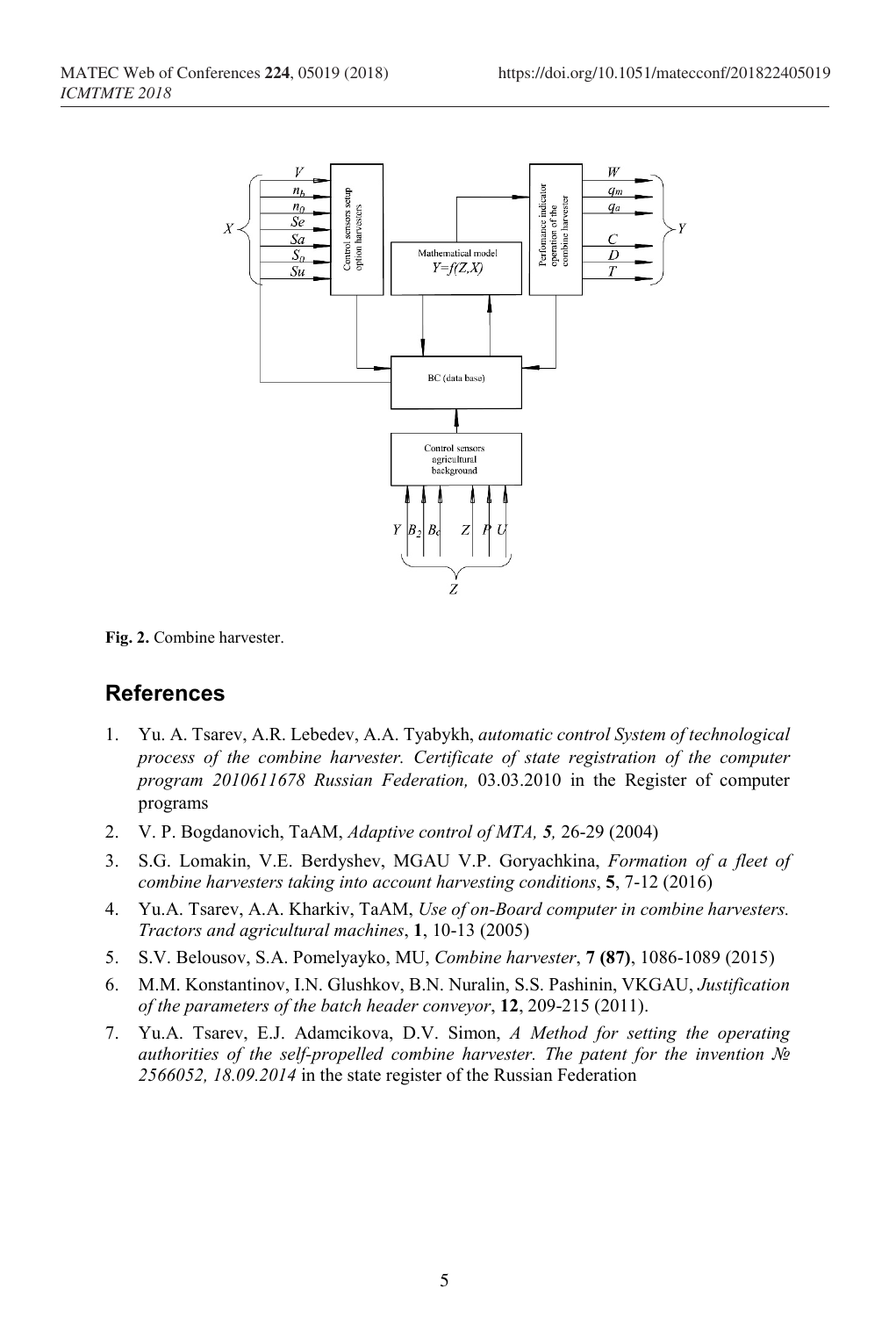X

V

$n_b$

$n_0$

Se

Sa

$S_0$

Su

Control sensors setup option harvesters

Mathematical model

$Y=f(Z,X)$

Perfomance indicator operation of the combine harvester

W

$q_m$

$q_a$

C

D

T

Y

BC (data base)

Control sensors agricultural background

Y $B_2$ $B_c$ Z P U

Z

**Fig. 2.** Combine harvester.

## References

1. Yu. A. Tsarev, A.R. Lebedev, A.A. Tyabykh, *automatic control System of technological process of the combine harvester. Certificate of state registration of the computer program 2010611678 Russian Federation,* 03.03.2010 in the Register of computer programs
2. V. P. Bogdanovich, TaAM, *Adaptive control of MTA, **5**,* 26-29 (2004)
3. S.G. Lomakin, V.E. Berdyshev, MGAU V.P. Goryachkina, *Formation of a fleet of combine harvesters taking into account harvesting conditions*, **5**, 7-12 (2016)
4. Yu.A. Tsarev, A.A. Kharkiv, TaAM, *Use of on-Board computer in combine harvesters. Tractors and agricultural machines*, **1**, 10-13 (2005)
5. S.V. Belousov, S.A. Pomelyayko, MU, *Combine harvester*, **7 (87)**, 1086-1089 (2015)
6. M.M. Konstantinov, I.N. Glushkov, B.N. Nuralin, S.S. Pashinin, VKGAU, *Justification of the parameters of the batch header conveyor*, **12**, 209-215 (2011).
7. Yu.A. Tsarev, E.J. Adamcikova, D.V. Simon, *A Method for setting the operating authorities of the self-propelled combine harvester. The patent for the invention № 2566052, 18.09.2014* in the state register of the Russian Federation